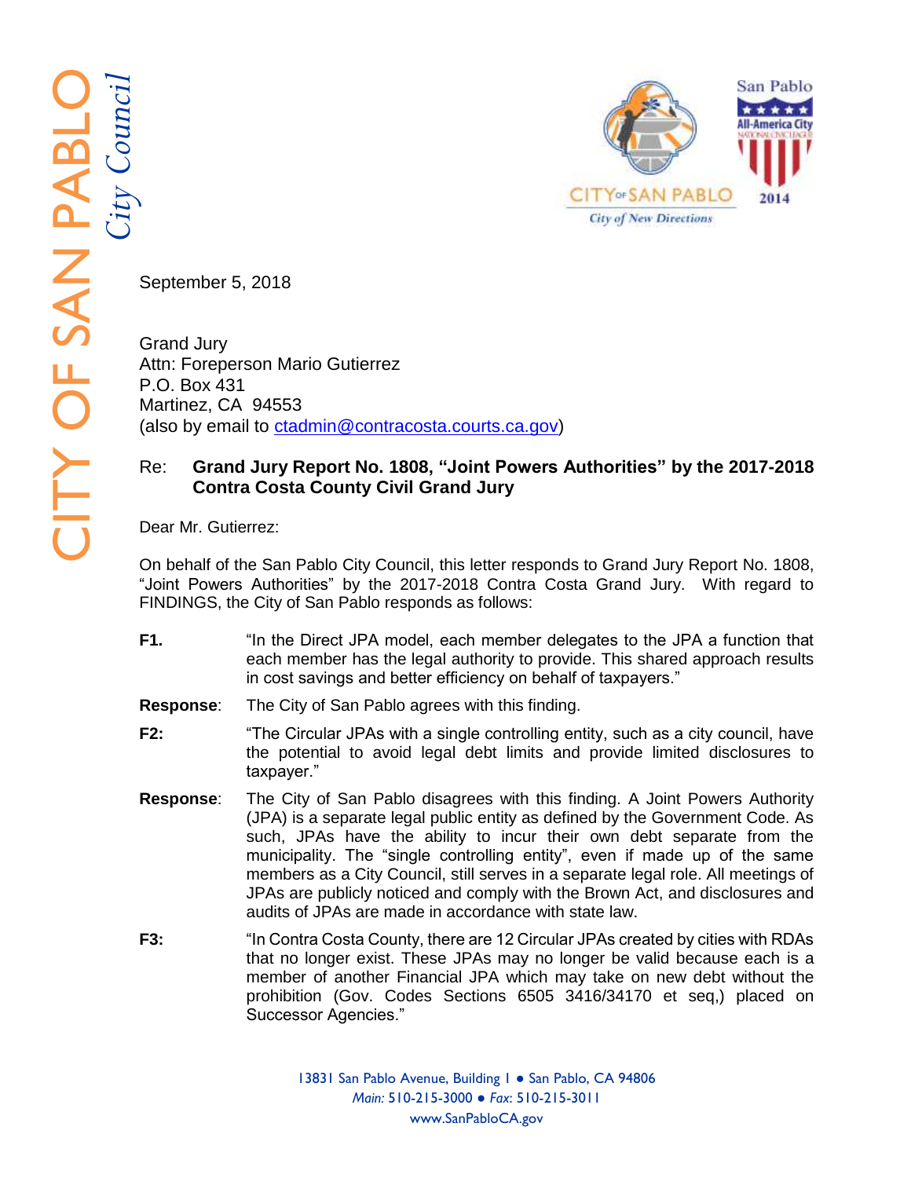CITY OF SAN PABLO *City Council*

September 5, 2018

Grand Jury
Attn: Foreperson Mario Gutierrez
P.O. Box 431
Martinez, CA 94553
(also by email to ctadmin@contracosta.courts.ca.gov)

Re: **Grand Jury Report No. 1808, "Joint Powers Authorities" by the 2017-2018 Contra Costa County Civil Grand Jury**

Dear Mr. Gutierrez:

On behalf of the San Pablo City Council, this letter responds to Grand Jury Report No. 1808, "Joint Powers Authorities" by the 2017-2018 Contra Costa Grand Jury. With regard to FINDINGS, the City of San Pablo responds as follows:

**F1.** "In the Direct JPA model, each member delegates to the JPA a function that each member has the legal authority to provide. This shared approach results in cost savings and better efficiency on behalf of taxpayers."

**Response**: The City of San Pablo agrees with this finding.

**F2:** "The Circular JPAs with a single controlling entity, such as a city council, have the potential to avoid legal debt limits and provide limited disclosures to taxpayer."

**Response**: The City of San Pablo disagrees with this finding. A Joint Powers Authority (JPA) is a separate legal public entity as defined by the Government Code. As such, JPAs have the ability to incur their own debt separate from the municipality. The "single controlling entity", even if made up of the same members as a City Council, still serves in a separate legal role. All meetings of JPAs are publicly noticed and comply with the Brown Act, and disclosures and audits of JPAs are made in accordance with state law.

**F3:** "In Contra Costa County, there are 12 Circular JPAs created by cities with RDAs that no longer exist. These JPAs may no longer be valid because each is a member of another Financial JPA which may take on new debt without the prohibition (Gov. Codes Sections 6505 3416/34170 et seq,) placed on Successor Agencies."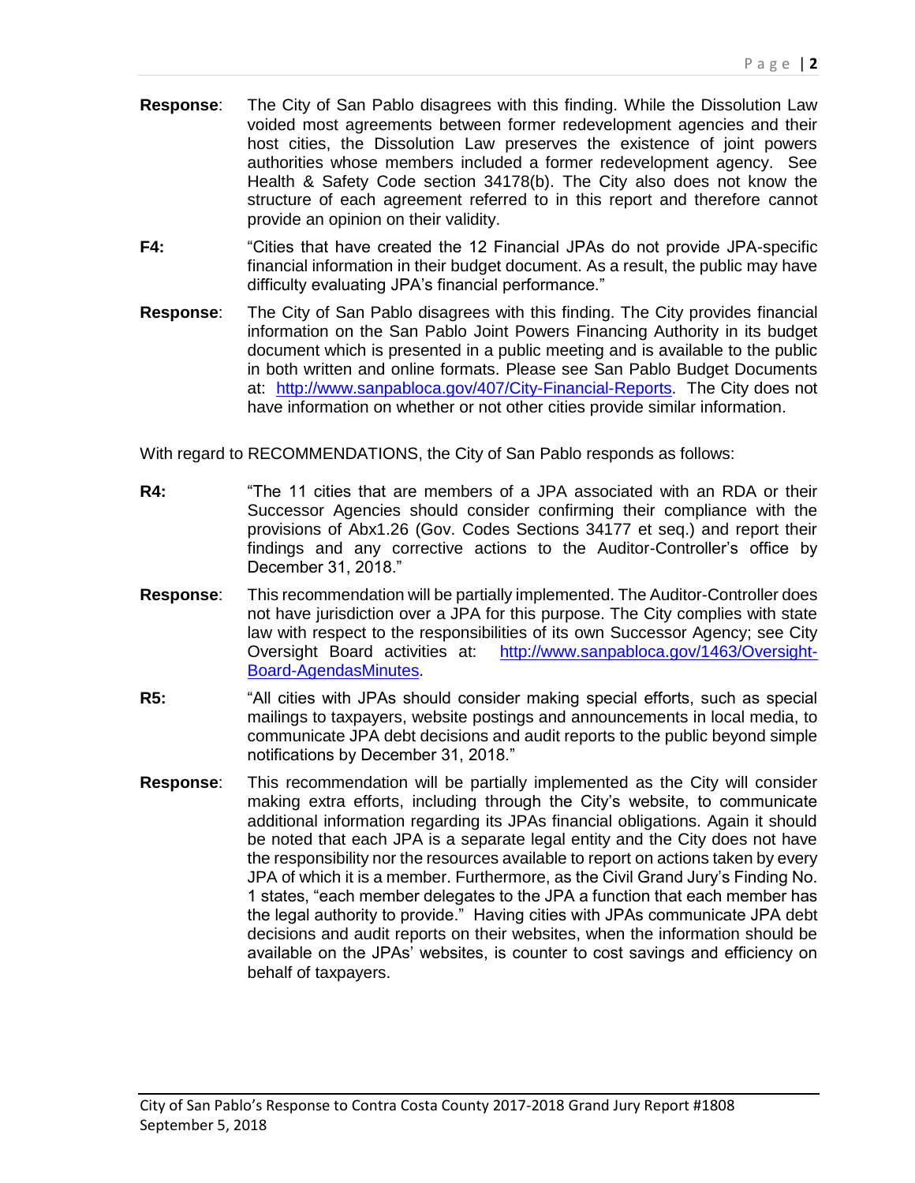**Response**: The City of San Pablo disagrees with this finding. While the Dissolution Law voided most agreements between former redevelopment agencies and their host cities, the Dissolution Law preserves the existence of joint powers authorities whose members included a former redevelopment agency. See Health & Safety Code section 34178(b). The City also does not know the structure of each agreement referred to in this report and therefore cannot provide an opinion on their validity.

**F4:** "Cities that have created the 12 Financial JPAs do not provide JPA-specific financial information in their budget document. As a result, the public may have difficulty evaluating JPA's financial performance."

**Response**: The City of San Pablo disagrees with this finding. The City provides financial information on the San Pablo Joint Powers Financing Authority in its budget document which is presented in a public meeting and is available to the public in both written and online formats. Please see San Pablo Budget Documents at: [http://www.sanpabloca.gov/407/City-Financial-Reports](http://www.sanpabloca.gov/407/City-Financial-Reports). The City does not have information on whether or not other cities provide similar information.

With regard to RECOMMENDATIONS, the City of San Pablo responds as follows:

**R4:** "The 11 cities that are members of a JPA associated with an RDA or their Successor Agencies should consider confirming their compliance with the provisions of Abx1.26 (Gov. Codes Sections 34177 et seq.) and report their findings and any corrective actions to the Auditor-Controller's office by December 31, 2018."

**Response**: This recommendation will be partially implemented. The Auditor-Controller does not have jurisdiction over a JPA for this purpose. The City complies with state law with respect to the responsibilities of its own Successor Agency; see City Oversight Board activities at: [http://www.sanpabloca.gov/1463/Oversight-Board-AgendasMinutes](http://www.sanpabloca.gov/1463/Oversight-Board-AgendasMinutes).

**R5:** "All cities with JPAs should consider making special efforts, such as special mailings to taxpayers, website postings and announcements in local media, to communicate JPA debt decisions and audit reports to the public beyond simple notifications by December 31, 2018."

**Response**: This recommendation will be partially implemented as the City will consider making extra efforts, including through the City's website, to communicate additional information regarding its JPAs financial obligations. Again it should be noted that each JPA is a separate legal entity and the City does not have the responsibility nor the resources available to report on actions taken by every JPA of which it is a member. Furthermore, as the Civil Grand Jury's Finding No. 1 states, "each member delegates to the JPA a function that each member has the legal authority to provide." Having cities with JPAs communicate JPA debt decisions and audit reports on their websites, when the information should be available on the JPAs' websites, is counter to cost savings and efficiency on behalf of taxpayers.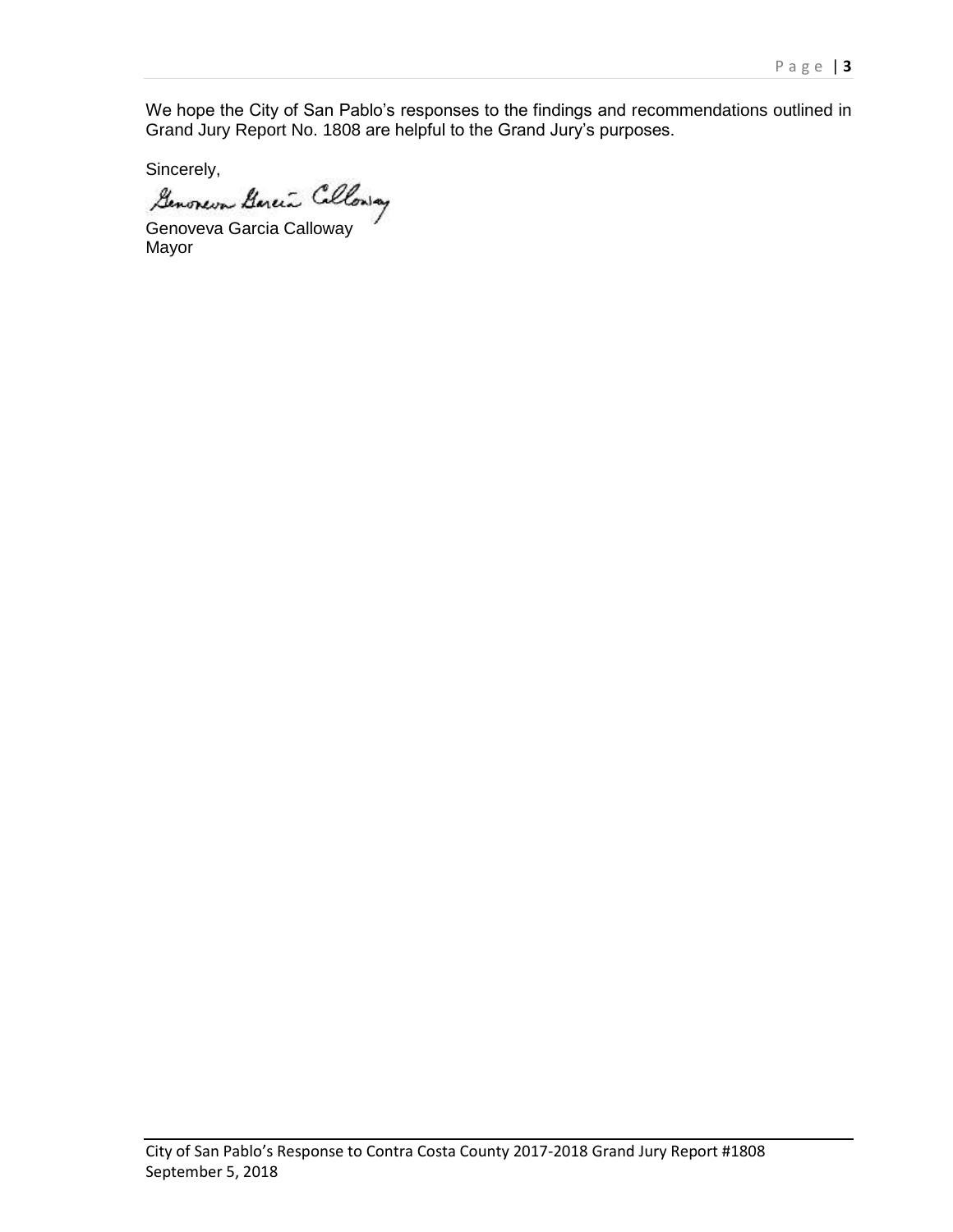We hope the City of San Pablo's responses to the findings and recommendations outlined in Grand Jury Report No. 1808 are helpful to the Grand Jury's purposes.

Sincerely,

Genoveva Garcia Calloway
Mayor